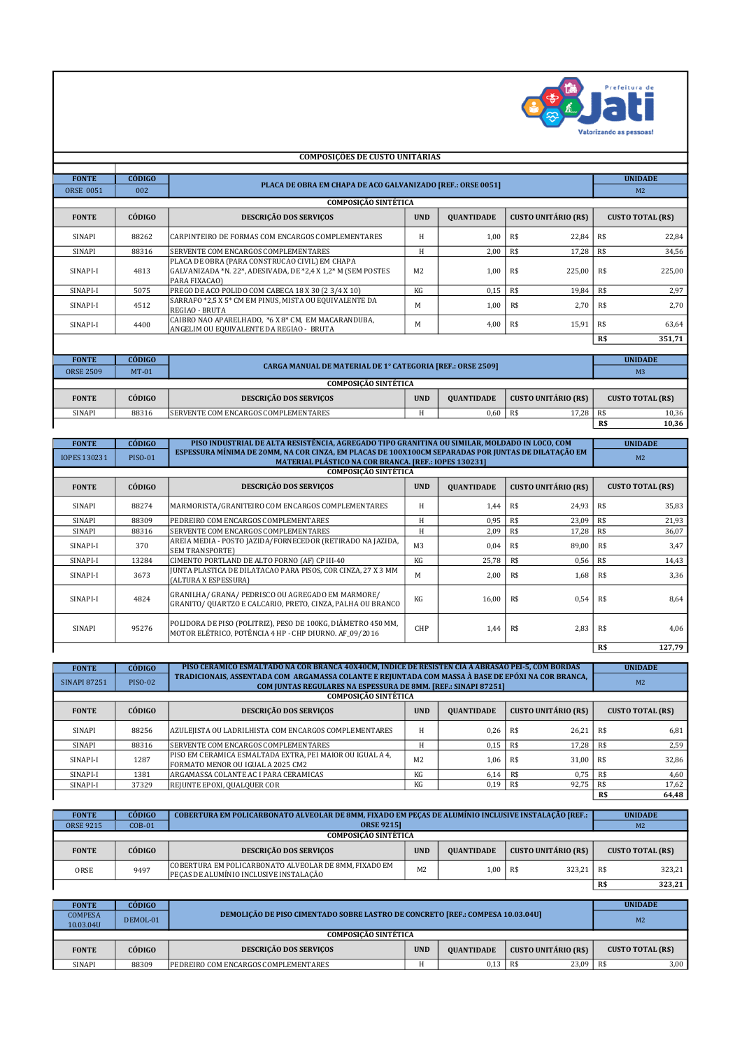Prefeitura de Jati — Valorizando as pessoas!

## COMPOSIÇOES DE CUSTO UNITARIAS

| FONTE | CÓDIGO | PLACA DE OBRA EM CHAPA DE ACO GALVANIZADO [REF.: ORSE 0051] | | | | UNIDADE |
|---|---|---|---|---|---|---|
| ORSE 0051 | 002 | | | | | M2 |
| COMPOSIÇÃO SINTÉTICA | | | | | | |
| **FONTE** | **CÓDIGO** | **DESCRIÇÃO DOS SERVIÇOS** | **UND** | **QUANTIDADE** | **CUSTO UNITÁRIO (R$)** | **CUSTO TOTAL (R$)** |
| SINAPI | 88262 | CARPINTEIRO DE FORMAS COM ENCARGOS COMPLEMENTARES | H | 1,00 | R$ 22,84 | R$ 22,84 |
| SINAPI | 88316 | SERVENTE COM ENCARGOS COMPLEMENTARES | H | 2,00 | R$ 17,28 | R$ 34,56 |
| SINAPI-I | 4813 | PLACA DE OBRA (PARA CONSTRUCAO CIVIL) EM CHAPA GALVANIZADA *N. 22*, ADESIVADA, DE *2,4 X 1,2* M (SEM POSTES PARA FIXACAO) | M2 | 1,00 | R$ 225,00 | R$ 225,00 |
| SINAPI-I | 5075 | PREGO DE ACO POLIDO COM CABECA 18 X 30 (2 3/4 X 10) | KG | 0,15 | R$ 19,84 | R$ 2,97 |
| SINAPI-I | 4512 | SARRAFO *2,5 X 5* CM EM PINUS, MISTA OU EQUIVALENTE DA REGIAO - BRUTA | M | 1,00 | R$ 2,70 | R$ 2,70 |
| SINAPI-I | 4400 | CAIBRO NAO APARELHADO, *6 X 8* CM, EM MACARANDUBA, ANGELIM OU EQUIVALENTE DA REGIAO - BRUTA | M | 4,00 | R$ 15,91 | R$ 63,64 |
| | | | | | | **R$ 351,71** |

| FONTE | CÓDIGO | CARGA MANUAL DE MATERIAL DE 1° CATEGORIA [REF.: ORSE 2509] | | | | UNIDADE |
|---|---|---|---|---|---|---|
| ORSE 2509 | MT-01 | | | | | M3 |
| COMPOSIÇÃO SINTÉTICA | | | | | | |
| **FONTE** | **CÓDIGO** | **DESCRIÇÃO DOS SERVIÇOS** | **UND** | **QUANTIDADE** | **CUSTO UNITÁRIO (R$)** | **CUSTO TOTAL (R$)** |
| SINAPI | 88316 | SERVENTE COM ENCARGOS COMPLEMENTARES | H | 0,60 | R$ 17,28 | R$ 10,36 |
| | | | | | | **R$ 10,36** |

| FONTE | CÓDIGO | PISO INDUSTRIAL DE ALTA RESISTÊNCIA, AGREGADO TIPO GRANITINA OU SIMILAR, MOLDADO IN LOCO, COM ESPESSURA MÍNIMA DE 20MM, NA COR CINZA, EM PLACAS DE 100X100CM SEPARADAS POR JUNTAS DE DILATAÇÃO EM MATERIAL PLÁSTICO NA COR BRANCA. [REF.: IOPES 130231] | | | | UNIDADE |
|---|---|---|---|---|---|---|
| IOPES 130231 | PISO-01 | | | | | M2 |
| COMPOSIÇÃO SINTÉTICA | | | | | | |
| **FONTE** | **CÓDIGO** | **DESCRIÇÃO DOS SERVIÇOS** | **UND** | **QUANTIDADE** | **CUSTO UNITÁRIO (R$)** | **CUSTO TOTAL (R$)** |
| SINAPI | 88274 | MARMORISTA/GRANITEIRO COM ENCARGOS COMPLEMENTARES | H | 1,44 | R$ 24,93 | R$ 35,83 |
| SINAPI | 88309 | PEDREIRO COM ENCARGOS COMPLEMENTARES | H | 0,95 | R$ 23,09 | R$ 21,93 |
| SINAPI | 88316 | SERVENTE COM ENCARGOS COMPLEMENTARES | H | 2,09 | R$ 17,28 | R$ 36,07 |
| SINAPI-I | 370 | AREIA MEDIA - POSTO JAZIDA/FORNECEDOR (RETIRADO NA JAZIDA, SEM TRANSPORTE) | M3 | 0,04 | R$ 89,00 | R$ 3,47 |
| SINAPI-I | 13284 | CIMENTO PORTLAND DE ALTO FORNO (AF) CP III-40 | KG | 25,78 | R$ 0,56 | R$ 14,43 |
| SINAPI-I | 3673 | JUNTA PLASTICA DE DILATACAO PARA PISOS, COR CINZA, 27 X 3 MM (ALTURA X ESPESSURA) | M | 2,00 | R$ 1,68 | R$ 3,36 |
| SINAPI-I | 4824 | GRANILHA/ GRANA/ PEDRISCO OU AGREGADO EM MARMORE/ GRANITO/ QUARTZO E CALCARIO, PRETO, CINZA, PALHA OU BRANCO | KG | 16,00 | R$ 0,54 | R$ 8,64 |
| SINAPI | 95276 | POLIDORA DE PISO (POLITRIZ), PESO DE 100KG, DIÂMETRO 450 MM, MOTOR ELÉTRICO, POTÊNCIA 4 HP - CHP DIURNO. AF_09/2016 | CHP | 1,44 | R$ 2,83 | R$ 4,06 |
| | | | | | | **R$ 127,79** |

| FONTE | CÓDIGO | PISO CERAMICO ESMALTADO NA COR BRANCA 40X40CM, INDICE DE RESISTEN CIA A ABRASAO PEI-5, COM BORDAS TRADICIONAIS, ASSENTADA COM ARGAMASSA COLANTE E REJUNTADA COM MASSA À BASE DE EPÓXI NA COR BRANCA, COM JUNTAS REGULARES NA ESPESSURA DE 8MM. [REF.: SINAPI 87251] | | | | UNIDADE |
|---|---|---|---|---|---|---|
| SINAPI 87251 | PISO-02 | | | | | M2 |
| COMPOSIÇÃO SINTÉTICA | | | | | | |
| **FONTE** | **CÓDIGO** | **DESCRIÇÃO DOS SERVIÇOS** | **UND** | **QUANTIDADE** | **CUSTO UNITÁRIO (R$)** | **CUSTO TOTAL (R$)** |
| SINAPI | 88256 | AZULEJISTA OU LADRILHISTA COM ENCARGOS COMPLEMENTARES | H | 0,26 | R$ 26,21 | R$ 6,81 |
| SINAPI | 88316 | SERVENTE COM ENCARGOS COMPLEMENTARES | H | 0,15 | R$ 17,28 | R$ 2,59 |
| SINAPI-I | 1287 | PISO EM CERAMICA ESMALTADA EXTRA, PEI MAIOR OU IGUAL A 4, FORMATO MENOR OU IGUAL A 2025 CM2 | M2 | 1,06 | R$ 31,00 | R$ 32,86 |
| SINAPI-I | 1381 | ARGAMASSA COLANTE AC I PARA CERAMICAS | KG | 6,14 | R$ 0,75 | R$ 4,60 |
| SINAPI-I | 37329 | REJUNTE EPOXI, QUALQUER COR | KG | 0,19 | R$ 92,75 | R$ 17,62 |
| | | | | | | **R$ 64,48** |

| FONTE | CÓDIGO | COBERTURA EM POLICARBONATO ALVEOLAR DE 8MM, FIXADO EM PEÇAS DE ALUMÍNIO INCLUSIVE INSTALAÇÃO [REF.: ORSE 9215] | | | | UNIDADE |
|---|---|---|---|---|---|---|
| ORSE 9215 | COB-01 | | | | | M2 |
| COMPOSIÇÃO SINTÉTICA | | | | | | |
| **FONTE** | **CÓDIGO** | **DESCRIÇÃO DOS SERVIÇOS** | **UND** | **QUANTIDADE** | **CUSTO UNITÁRIO (R$)** | **CUSTO TOTAL (R$)** |
| ORSE | 9497 | COBERTURA EM POLICARBONATO ALVEOLAR DE 8MM, FIXADO EM PEÇAS DE ALUMÍNIO INCLUSIVE INSTALAÇÃO | M2 | 1,00 | R$ 323,21 | R$ 323,21 |
| | | | | | | **R$ 323,21** |

| FONTE | CÓDIGO | DEMOLIÇÃO DE PISO CIMENTADO SOBRE LASTRO DE CONCRETO [REF.: COMPESA 10.03.04U] | | | | UNIDADE |
|---|---|---|---|---|---|---|
| COMPESA 10.03.04U | DEMOL-01 | | | | | M2 |
| COMPOSIÇÃO SINTÉTICA | | | | | | |
| **FONTE** | **CÓDIGO** | **DESCRIÇÃO DOS SERVIÇOS** | **UND** | **QUANTIDADE** | **CUSTO UNITÁRIO (R$)** | **CUSTO TOTAL (R$)** |
| SINAPI | 88309 | PEDREIRO COM ENCARGOS COMPLEMENTARES | H | 0,13 | R$ 23,09 | R$ 3,00 |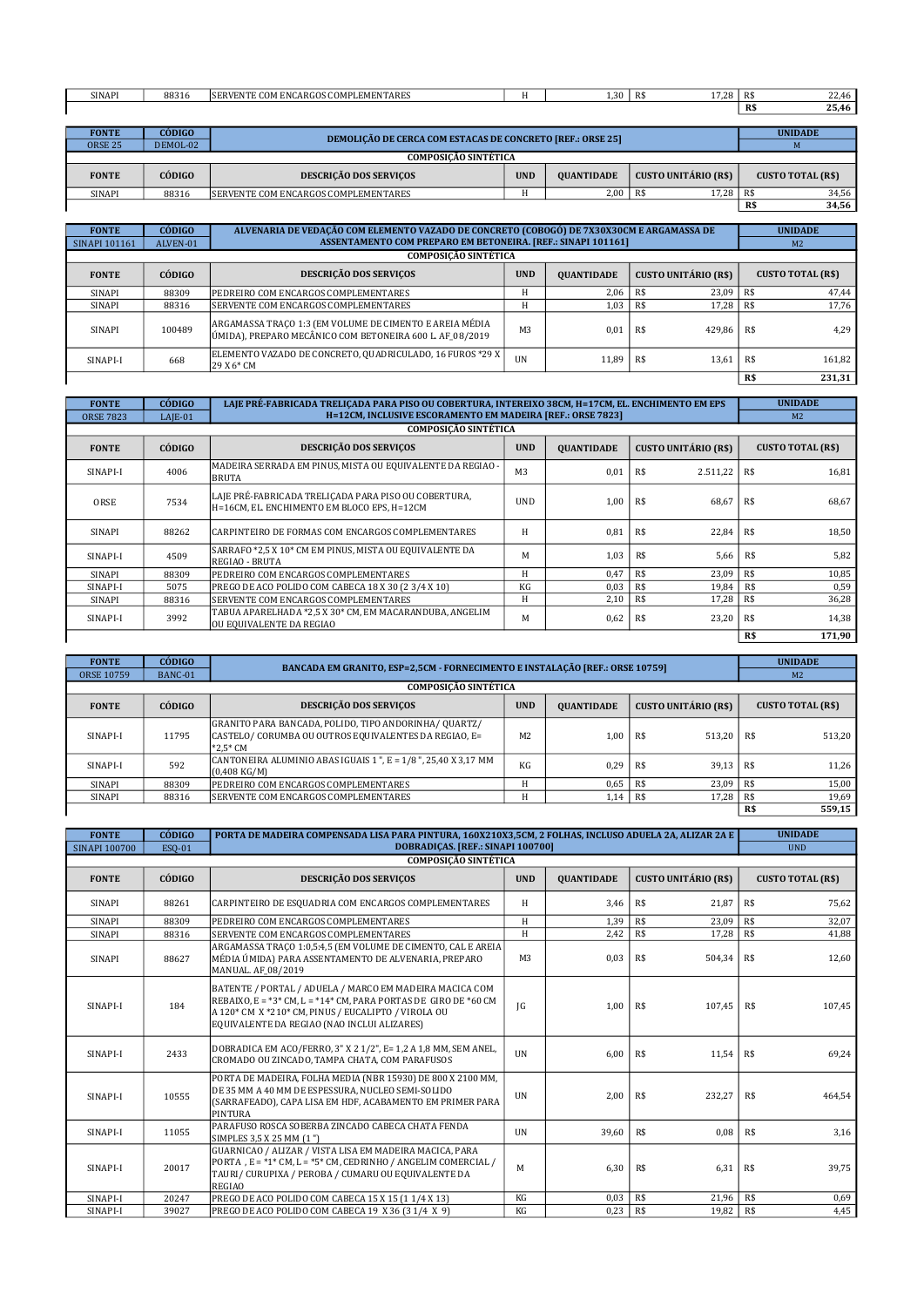| SINAPI | 88316 | SERVENTE COM ENCARGOS COMPLEMENTARES | H | 1,30 | R$ 17,28 | R$ 22,46 |
|---|---|---|---|---|---|---|
| | | | | | | R$ 25,46 |

| FONTE | CÓDIGO | DEMOLIÇÃO DE CERCA COM ESTACAS DE CONCRETO [REF.: ORSE 25] | | | | UNIDADE |
|---|---|---|---|---|---|---|
| ORSE 25 | DEMOL-02 | | | | | M |
| COMPOSIÇÃO SINTÉTICA | | | | | | |
| FONTE | CÓDIGO | DESCRIÇÃO DOS SERVIÇOS | UND | QUANTIDADE | CUSTO UNITÁRIO (R$) | CUSTO TOTAL (R$) |
| SINAPI | 88316 | SERVENTE COM ENCARGOS COMPLEMENTARES | H | 2,00 | R$ 17,28 | R$ 34,56 |
| | | | | | | R$ 34,56 |

| FONTE | CÓDIGO | ALVENARIA DE VEDAÇÃO COM ELEMENTO VAZADO DE CONCRETO (COBOGÓ) DE 7X30X30CM E ARGAMASSA DE ASSENTAMENTO COM PREPARO EM BETONEIRA. [REF.: SINAPI 101161] | | | | UNIDADE |
|---|---|---|---|---|---|---|
| SINAPI 101161 | ALVEN-01 | | | | | M2 |
| COMPOSIÇÃO SINTÉTICA | | | | | | |
| FONTE | CÓDIGO | DESCRIÇÃO DOS SERVIÇOS | UND | QUANTIDADE | CUSTO UNITÁRIO (R$) | CUSTO TOTAL (R$) |
| SINAPI | 88309 | PEDREIRO COM ENCARGOS COMPLEMENTARES | H | 2,06 | R$ 23,09 | R$ 47,44 |
| SINAPI | 88316 | SERVENTE COM ENCARGOS COMPLEMENTARES | H | 1,03 | R$ 17,28 | R$ 17,76 |
| SINAPI | 100489 | ARGAMASSA TRAÇO 1:3 (EM VOLUME DE CIMENTO E AREIA MÉDIA ÚMIDA), PREPARO MECÂNICO COM BETONEIRA 600 L. AF_08/2019 | M3 | 0,01 | R$ 429,86 | R$ 4,29 |
| SINAPI-I | 668 | ELEMENTO VAZADO DE CONCRETO, QUADRICULADO, 16 FUROS *29 X 29 X 6* CM | UN | 11,89 | R$ 13,61 | R$ 161,82 |
| | | | | | | R$ 231,31 |

| FONTE | CÓDIGO | LAJE PRÉ-FABRICADA TRELIÇADA PARA PISO OU COBERTURA, INTEREIXO 38CM, H=17CM, EL. ENCHIMENTO EM EPS H=12CM, INCLUSIVE ESCORAMENTO EM MADEIRA [REF.: ORSE 7823] | | | | UNIDADE |
|---|---|---|---|---|---|---|
| ORSE 7823 | LAJE-01 | | | | | M2 |
| COMPOSIÇÃO SINTÉTICA | | | | | | |
| FONTE | CÓDIGO | DESCRIÇÃO DOS SERVIÇOS | UND | QUANTIDADE | CUSTO UNITÁRIO (R$) | CUSTO TOTAL (R$) |
| SINAPI-I | 4006 | MADEIRA SERRADA EM PINUS, MISTA OU EQUIVALENTE DA REGIAO - BRUTA | M3 | 0,01 | R$ 2.511,22 | R$ 16,81 |
| ORSE | 7534 | LAJE PRÉ-FABRICADA TRELIÇADA PARA PISO OU COBERTURA, H=16CM, EL. ENCHIMENTO EM BLOCO EPS, H=12CM | UND | 1,00 | R$ 68,67 | R$ 68,67 |
| SINAPI | 88262 | CARPINTEIRO DE FORMAS COM ENCARGOS COMPLEMENTARES | H | 0,81 | R$ 22,84 | R$ 18,50 |
| SINAPI-I | 4509 | SARRAFO *2,5 X 10* CM EM PINUS, MISTA OU EQUIVALENTE DA REGIAO - BRUTA | M | 1,03 | R$ 5,66 | R$ 5,82 |
| SINAPI | 88309 | PEDREIRO COM ENCARGOS COMPLEMENTARES | H | 0,47 | R$ 23,09 | R$ 10,85 |
| SINAPI-I | 5075 | PREGO DE ACO POLIDO COM CABECA 18 X 30 (2 3/4 X 10) | KG | 0,03 | R$ 19,84 | R$ 0,59 |
| SINAPI | 88316 | SERVENTE COM ENCARGOS COMPLEMENTARES | H | 2,10 | R$ 17,28 | R$ 36,28 |
| SINAPI-I | 3992 | TABUA APARELHADA *2,5 X 30* CM, EM MACARANDUBA, ANGELIM OU EQUIVALENTE DA REGIAO | M | 0,62 | R$ 23,20 | R$ 14,38 |
| | | | | | | R$ 171,90 |

| FONTE | CÓDIGO | BANCADA EM GRANITO, ESP=2,5CM - FORNECIMENTO E INSTALAÇÃO [REF.: ORSE 10759] | | | | UNIDADE |
|---|---|---|---|---|---|---|
| ORSE 10759 | BANC-01 | | | | | M2 |
| COMPOSIÇÃO SINTÉTICA | | | | | | |
| FONTE | CÓDIGO | DESCRIÇÃO DOS SERVIÇOS | UND | QUANTIDADE | CUSTO UNITÁRIO (R$) | CUSTO TOTAL (R$) |
| SINAPI-I | 11795 | GRANITO PARA BANCADA, POLIDO, TIPO ANDORINHA/ QUARTZ/ CASTELO/ CORUMBA OU OUTROS EQUIVALENTES DA REGIAO, E= *2,5* CM | M2 | 1,00 | R$ 513,20 | R$ 513,20 |
| SINAPI-I | 592 | CANTONEIRA ALUMINIO ABAS IGUAIS 1 ", E = 1/8 ", 25,40 X 3,17 MM (0,408 KG/M) | KG | 0,29 | R$ 39,13 | R$ 11,26 |
| SINAPI | 88309 | PEDREIRO COM ENCARGOS COMPLEMENTARES | H | 0,65 | R$ 23,09 | R$ 15,00 |
| SINAPI | 88316 | SERVENTE COM ENCARGOS COMPLEMENTARES | H | 1,14 | R$ 17,28 | R$ 19,69 |
| | | | | | | R$ 559,15 |

| FONTE | CÓDIGO | PORTA DE MADEIRA COMPENSADA LISA PARA PINTURA, 160X210X3,5CM, 2 FOLHAS, INCLUSO ADUELA 2A, ALIZAR 2A E DOBRADIÇAS. [REF.: SINAPI 100700] | | | | UNIDADE |
|---|---|---|---|---|---|---|
| SINAPI 100700 | ESQ-01 | | | | | UND |
| COMPOSIÇÃO SINTÉTICA | | | | | | |
| FONTE | CÓDIGO | DESCRIÇÃO DOS SERVIÇOS | UND | QUANTIDADE | CUSTO UNITÁRIO (R$) | CUSTO TOTAL (R$) |
| SINAPI | 88261 | CARPINTEIRO DE ESQUADRIA COM ENCARGOS COMPLEMENTARES | H | 3,46 | R$ 21,87 | R$ 75,62 |
| SINAPI | 88309 | PEDREIRO COM ENCARGOS COMPLEMENTARES | H | 1,39 | R$ 23,09 | R$ 32,07 |
| SINAPI | 88316 | SERVENTE COM ENCARGOS COMPLEMENTARES | H | 2,42 | R$ 17,28 | R$ 41,88 |
| SINAPI | 88627 | ARGAMASSA TRAÇO 1:0,5:4,5 (EM VOLUME DE CIMENTO, CAL E AREIA MÉDIA ÚMIDA) PARA ASSENTAMENTO DE ALVENARIA, PREPARO MANUAL. AF_08/2019 | M3 | 0,03 | R$ 504,34 | R$ 12,60 |
| SINAPI-I | 184 | BATENTE / PORTAL / ADUELA / MARCO EM MADEIRA MACICA COM REBAIXO, E = *3* CM, L = *14* CM, PARA PORTAS DE GIRO DE *60 CM A 120* CM X *210* CM, PINUS / EUCALIPTO / VIROLA OU EQUIVALENTE DA REGIAO (NAO INCLUI ALIZARES) | JG | 1,00 | R$ 107,45 | R$ 107,45 |
| SINAPI-I | 2433 | DOBRADICA EM ACO/FERRO, 3" X 2 1/2", E= 1,2 A 1,8 MM, SEM ANEL, CROMADO OU ZINCADO, TAMPA CHATA, COM PARAFUSOS | UN | 6,00 | R$ 11,54 | R$ 69,24 |
| SINAPI-I | 10555 | PORTA DE MADEIRA, FOLHA MEDIA (NBR 15930) DE 800 X 2100 MM, DE 35 MM A 40 MM DE ESPESSURA, NUCLEO SEMI-SOLIDO (SARRAFEADO), CAPA LISA EM HDF, ACABAMENTO EM PRIMER PARA PINTURA | UN | 2,00 | R$ 232,27 | R$ 464,54 |
| SINAPI-I | 11055 | PARAFUSO ROSCA SOBERBA ZINCADO CABECA CHATA FENDA SIMPLES 3,5 X 25 MM (1 ") | UN | 39,60 | R$ 0,08 | R$ 3,16 |
| SINAPI-I | 20017 | GUARNICAO / ALIZAR / VISTA LISA EM MADEIRA MACICA, PARA PORTA , E = *1* CM, L = *5* CM, CEDRINHO / ANGELIM COMERCIAL / TAURI/ CURUPIXA / PEROBA / CUMARU OU EQUIVALENTE DA REGIAO | M | 6,30 | R$ 6,31 | R$ 39,75 |
| SINAPI-I | 20247 | PREGO DE ACO POLIDO COM CABECA 15 X 15 (1 1/4 X 13) | KG | 0,03 | R$ 21,96 | R$ 0,69 |
| SINAPI-I | 39027 | PREGO DE ACO POLIDO COM CABECA 19 X 36 (3 1/4 X 9) | KG | 0,23 | R$ 19,82 | R$ 4,45 |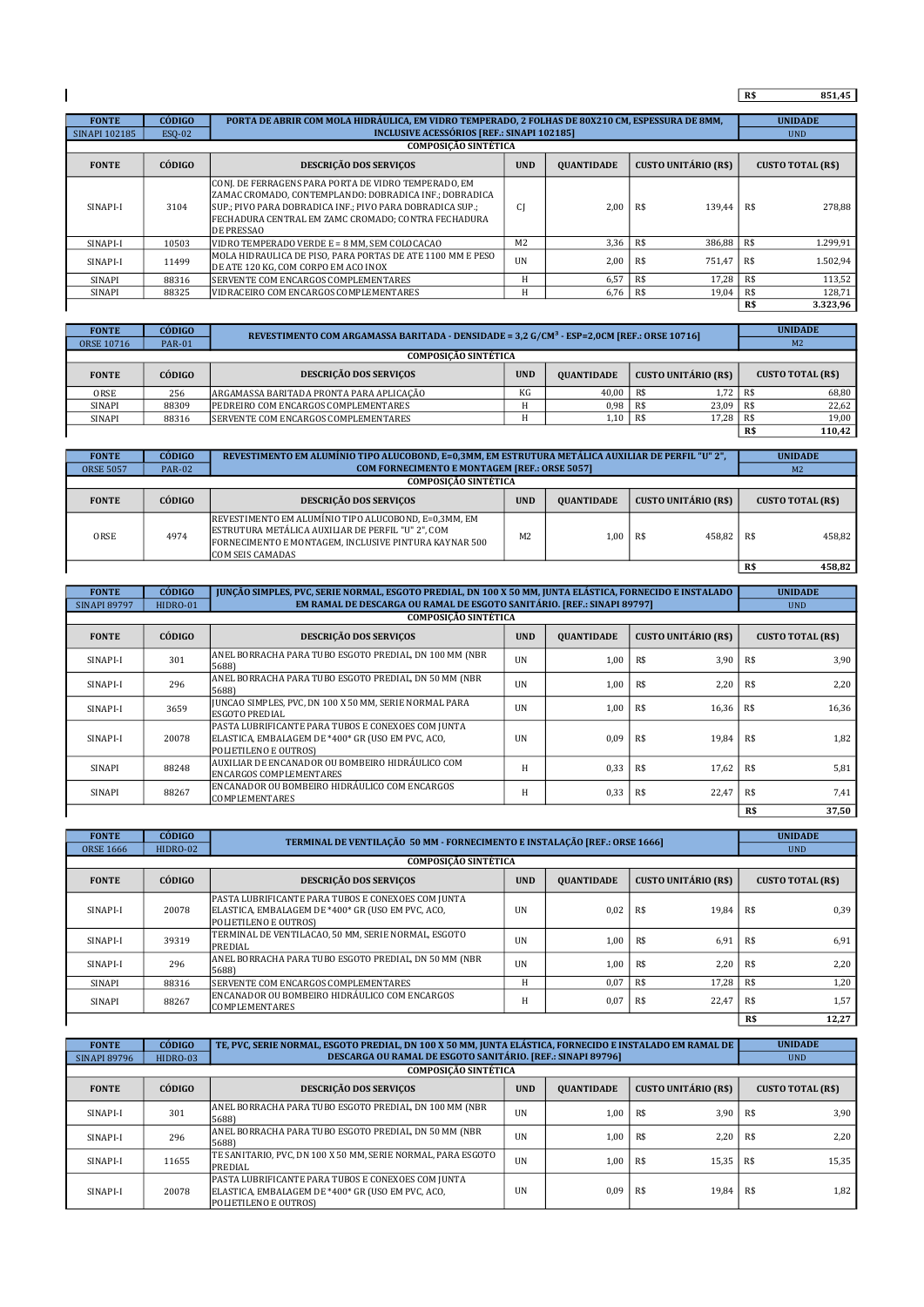| | | | | | | R$ 851,45 |
|---|---|---|---|---|---|---|

| FONTE | CÓDIGO | PORTA DE ABRIR COM MOLA HIDRÁULICA, EM VIDRO TEMPERADO, 2 FOLHAS DE 80X210 CM, ESPESSURA DE 8MM, INCLUSIVE ACESSÓRIOS [REF.: SINAPI 102185] | | | | UNIDADE |
|---|---|---|---|---|---|---|
| SINAPI 102185 | ESQ-02 | | | | | UND |
| COMPOSIÇÃO SINTÉTICA | | | | | | |
| FONTE | CÓDIGO | DESCRIÇÃO DOS SERVIÇOS | UND | QUANTIDADE | CUSTO UNITÁRIO (R$) | CUSTO TOTAL (R$) |
| SINAPI-I | 3104 | CONJ. DE FERRAGENS PARA PORTA DE VIDRO TEMPERADO, EM ZAMAC CROMADO, CONTEMPLANDO: DOBRADICA INF.; DOBRADICA SUP.; PIVO PARA DOBRADICA INF.; PIVO PARA DOBRADICA SUP.; FECHADURA CENTRAL EM ZAMC CROMADO; CONTRA FECHADURA DE PRESSAO | CJ | 2,00 | R$ 139,44 | R$ 278,88 |
| SINAPI-I | 10503 | VIDRO TEMPERADO VERDE E = 8 MM, SEM COLOCACAO | M2 | 3,36 | R$ 386,88 | R$ 1.299,91 |
| SINAPI-I | 11499 | MOLA HIDRAULICA DE PISO, PARA PORTAS DE ATE 1100 MM E PESO DE ATE 120 KG, COM CORPO EM ACO INOX | UN | 2,00 | R$ 751,47 | R$ 1.502,94 |
| SINAPI | 88316 | SERVENTE COM ENCARGOS COMPLEMENTARES | H | 6,57 | R$ 17,28 | R$ 113,52 |
| SINAPI | 88325 | VIDRACEIRO COM ENCARGOS COMPLEMENTARES | H | 6,76 | R$ 19,04 | R$ 128,71 |
| | | | | | | R$ 3.323,96 |

| FONTE | CÓDIGO | REVESTIMENTO COM ARGAMASSA BARITADA - DENSIDADE = 3,2 G/CM³ - ESP=2,0CM [REF.: ORSE 10716] | | | | UNIDADE |
|---|---|---|---|---|---|---|
| ORSE 10716 | PAR-01 | | | | | M2 |
| COMPOSIÇÃO SINTÉTICA | | | | | | |
| FONTE | CÓDIGO | DESCRIÇÃO DOS SERVIÇOS | UND | QUANTIDADE | CUSTO UNITÁRIO (R$) | CUSTO TOTAL (R$) |
| ORSE | 256 | ARGAMASSA BARITADA PRONTA PARA APLICAÇÃO | KG | 40,00 | R$ 1,72 | R$ 68,80 |
| SINAPI | 88309 | PEDREIRO COM ENCARGOS COMPLEMENTARES | H | 0,98 | R$ 23,09 | R$ 22,62 |
| SINAPI | 88316 | SERVENTE COM ENCARGOS COMPLEMENTARES | H | 1,10 | R$ 17,28 | R$ 19,00 |
| | | | | | | R$ 110,42 |

| FONTE | CÓDIGO | REVESTIMENTO EM ALUMÍNIO TIPO ALUCOBOND, E=0,3MM, EM ESTRUTURA METÁLICA AUXILIAR DE PERFIL "U" 2", COM FORNECIMENTO E MONTAGEM [REF.: ORSE 5057] | | | | UNIDADE |
|---|---|---|---|---|---|---|
| ORSE 5057 | PAR-02 | | | | | M2 |
| COMPOSIÇÃO SINTÉTICA | | | | | | |
| FONTE | CÓDIGO | DESCRIÇÃO DOS SERVIÇOS | UND | QUANTIDADE | CUSTO UNITÁRIO (R$) | CUSTO TOTAL (R$) |
| ORSE | 4974 | REVESTIMENTO EM ALUMÍNIO TIPO ALUCOBOND, E=0,3MM, EM ESTRUTURA METÁLICA AUXILIAR DE PERFIL "U" 2", COM FORNECIMENTO E MONTAGEM, INCLUSIVE PINTURA KAYNAR 500 COM SEIS CAMADAS | M2 | 1,00 | R$ 458,82 | R$ 458,82 |
| | | | | | | R$ 458,82 |

| FONTE | CÓDIGO | JUNÇÃO SIMPLES, PVC, SERIE NORMAL, ESGOTO PREDIAL, DN 100 X 50 MM, JUNTA ELÁSTICA, FORNECIDO E INSTALADO EM RAMAL DE DESCARGA OU RAMAL DE ESGOTO SANITÁRIO. [REF.: SINAPI 89797] | | | | UNIDADE |
|---|---|---|---|---|---|---|
| SINAPI 89797 | HIDRO-01 | | | | | UND |
| COMPOSIÇÃO SINTÉTICA | | | | | | |
| FONTE | CÓDIGO | DESCRIÇÃO DOS SERVIÇOS | UND | QUANTIDADE | CUSTO UNITÁRIO (R$) | CUSTO TOTAL (R$) |
| SINAPI-I | 301 | ANEL BORRACHA PARA TUBO ESGOTO PREDIAL, DN 100 MM (NBR 5688) | UN | 1,00 | R$ 3,90 | R$ 3,90 |
| SINAPI-I | 296 | ANEL BORRACHA PARA TUBO ESGOTO PREDIAL, DN 50 MM (NBR 5688) | UN | 1,00 | R$ 2,20 | R$ 2,20 |
| SINAPI-I | 3659 | JUNCAO SIMPLES, PVC, DN 100 X 50 MM, SERIE NORMAL PARA ESGOTO PREDIAL | UN | 1,00 | R$ 16,36 | R$ 16,36 |
| SINAPI-I | 20078 | PASTA LUBRIFICANTE PARA TUBOS E CONEXOES COM JUNTA ELASTICA, EMBALAGEM DE *400* GR (USO EM PVC, ACO, POLIETILENO E OUTROS) | UN | 0,09 | R$ 19,84 | R$ 1,82 |
| SINAPI | 88248 | AUXILIAR DE ENCANADOR OU BOMBEIRO HIDRÁULICO COM ENCARGOS COMPLEMENTARES | H | 0,33 | R$ 17,62 | R$ 5,81 |
| SINAPI | 88267 | ENCANADOR OU BOMBEIRO HIDRÁULICO COM ENCARGOS COMPLEMENTARES | H | 0,33 | R$ 22,47 | R$ 7,41 |
| | | | | | | R$ 37,50 |

| FONTE | CÓDIGO | TERMINAL DE VENTILAÇÃO 50 MM - FORNECIMENTO E INSTALAÇÃO [REF.: ORSE 1666] | | | | UNIDADE |
|---|---|---|---|---|---|---|
| ORSE 1666 | HIDRO-02 | | | | | UND |
| COMPOSIÇÃO SINTÉTICA | | | | | | |
| FONTE | CÓDIGO | DESCRIÇÃO DOS SERVIÇOS | UND | QUANTIDADE | CUSTO UNITÁRIO (R$) | CUSTO TOTAL (R$) |
| SINAPI-I | 20078 | PASTA LUBRIFICANTE PARA TUBOS E CONEXOES COM JUNTA ELASTICA, EMBALAGEM DE *400* GR (USO EM PVC, ACO, POLIETILENO E OUTROS) | UN | 0,02 | R$ 19,84 | R$ 0,39 |
| SINAPI-I | 39319 | TERMINAL DE VENTILACAO, 50 MM, SERIE NORMAL, ESGOTO PREDIAL | UN | 1,00 | R$ 6,91 | R$ 6,91 |
| SINAPI-I | 296 | ANEL BORRACHA PARA TUBO ESGOTO PREDIAL, DN 50 MM (NBR 5688) | UN | 1,00 | R$ 2,20 | R$ 2,20 |
| SINAPI | 88316 | SERVENTE COM ENCARGOS COMPLEMENTARES | H | 0,07 | R$ 17,28 | R$ 1,20 |
| SINAPI | 88267 | ENCANADOR OU BOMBEIRO HIDRÁULICO COM ENCARGOS COMPLEMENTARES | H | 0,07 | R$ 22,47 | R$ 1,57 |
| | | | | | | R$ 12,27 |

| FONTE | CÓDIGO | TE, PVC, SERIE NORMAL, ESGOTO PREDIAL, DN 100 X 50 MM, JUNTA ELÁSTICA, FORNECIDO E INSTALADO EM RAMAL DE DESCARGA OU RAMAL DE ESGOTO SANITÁRIO. [REF.: SINAPI 89796] | | | | UNIDADE |
|---|---|---|---|---|---|---|
| SINAPI 89796 | HIDRO-03 | | | | | UND |
| COMPOSIÇÃO SINTÉTICA | | | | | | |
| FONTE | CÓDIGO | DESCRIÇÃO DOS SERVIÇOS | UND | QUANTIDADE | CUSTO UNITÁRIO (R$) | CUSTO TOTAL (R$) |
| SINAPI-I | 301 | ANEL BORRACHA PARA TUBO ESGOTO PREDIAL, DN 100 MM (NBR 5688) | UN | 1,00 | R$ 3,90 | R$ 3,90 |
| SINAPI-I | 296 | ANEL BORRACHA PARA TUBO ESGOTO PREDIAL, DN 50 MM (NBR 5688) | UN | 1,00 | R$ 2,20 | R$ 2,20 |
| SINAPI-I | 11655 | TE SANITARIO, PVC, DN 100 X 50 MM, SERIE NORMAL, PARA ESGOTO PREDIAL | UN | 1,00 | R$ 15,35 | R$ 15,35 |
| SINAPI-I | 20078 | PASTA LUBRIFICANTE PARA TUBOS E CONEXOES COM JUNTA ELASTICA, EMBALAGEM DE *400* GR (USO EM PVC, ACO, POLIETILENO E OUTROS) | UN | 0,09 | R$ 19,84 | R$ 1,82 |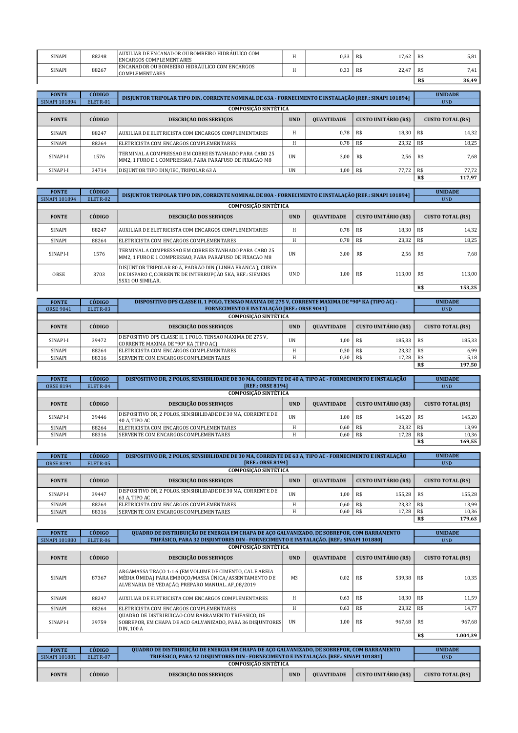| | | | | | | |
|---|---|---|---|---|---|---|
| SINAPI | 88248 | AUXILIAR DE ENCANADOR OU BOMBEIRO HIDRÁULICO COM ENCARGOS COMPLEMENTARES | H | 0,33 | R$ 17,62 | R$ 5,81 |
| SINAPI | 88267 | ENCANADOR OU BOMBEIRO HIDRÁULICO COM ENCARGOS COMPLEMENTARES | H | 0,33 | R$ 22,47 | R$ 7,41 |
| | | | | | | R$ 36,49 |

| FONTE | CÓDIGO | DISJUNTOR TRIPOLAR TIPO DIN, CORRENTE NOMINAL DE 63A - FORNECIMENTO E INSTALAÇÃO [REF.: SINAPI 101894] | | | | UNIDADE |
|---|---|---|---|---|---|---|
| SINAPI 101894 | ELETR-01 | | | | | UND |
| COMPOSIÇÃO SINTÉTICA | | | | | | |
| FONTE | CÓDIGO | DESCRIÇÃO DOS SERVIÇOS | UND | QUANTIDADE | CUSTO UNITÁRIO (R$) | CUSTO TOTAL (R$) |
| SINAPI | 88247 | AUXILIAR DE ELETRICISTA COM ENCARGOS COMPLEMENTARES | H | 0,78 | R$ 18,30 | R$ 14,32 |
| SINAPI | 88264 | ELETRICISTA COM ENCARGOS COMPLEMENTARES | H | 0,78 | R$ 23,32 | R$ 18,25 |
| SINAPI-I | 1576 | TERMINAL A COMPRESSAO EM COBRE ESTANHADO PARA CABO 25 MM2, 1 FURO E 1 COMPRESSAO, PARA PARAFUSO DE FIXACAO M8 | UN | 3,00 | R$ 2,56 | R$ 7,68 |
| SINAPI-I | 34714 | DISJUNTOR TIPO DIN/IEC, TRIPOLAR 63 A | UN | 1,00 | R$ 77,72 | R$ 77,72 |
| | | | | | | R$ 117,97 |

| FONTE | CÓDIGO | DISJUNTOR TRIPOLAR TIPO DIN, CORRENTE NOMINAL DE 80A - FORNECIMENTO E INSTALAÇÃO [REF.: SINAPI 101894] | | | | UNIDADE |
|---|---|---|---|---|---|---|
| SINAPI 101894 | ELETR-02 | | | | | UND |
| COMPOSIÇÃO SINTÉTICA | | | | | | |
| FONTE | CÓDIGO | DESCRIÇÃO DOS SERVIÇOS | UND | QUANTIDADE | CUSTO UNITÁRIO (R$) | CUSTO TOTAL (R$) |
| SINAPI | 88247 | AUXILIAR DE ELETRICISTA COM ENCARGOS COMPLEMENTARES | H | 0,78 | R$ 18,30 | R$ 14,32 |
| SINAPI | 88264 | ELETRICISTA COM ENCARGOS COMPLEMENTARES | H | 0,78 | R$ 23,32 | R$ 18,25 |
| SINAPI-I | 1576 | TERMINAL A COMPRESSAO EM COBRE ESTANHADO PARA CABO 25 MM2, 1 FURO E 1 COMPRESSAO, PARA PARAFUSO DE FIXACAO M8 | UN | 3,00 | R$ 2,56 | R$ 7,68 |
| ORSE | 3703 | DISJUNTOR TRIPOLAR 80 A, PADRÃO DIN ( LINHA BRANCA ), CURVA DE DISPARO C, CORRENTE DE INTERRUPÇÃO 5KA, REF.: SIEMENS 5SX1 OU SIMILAR. | UND | 1,00 | R$ 113,00 | R$ 113,00 |
| | | | | | | R$ 153,25 |

| FONTE | CÓDIGO | DISPOSITIVO DPS CLASSE II, 1 POLO, TENSAO MAXIMA DE 275 V, CORRENTE MAXIMA DE *90* KA (TIPO AC) - FORNECIMENTO E INSTALAÇÃO [REF.: ORSE 9041] | | | | UNIDADE |
|---|---|---|---|---|---|---|
| ORSE 9041 | ELETR-03 | | | | | UND |
| COMPOSIÇÃO SINTÉTICA | | | | | | |
| FONTE | CÓDIGO | DESCRIÇÃO DOS SERVIÇOS | UND | QUANTIDADE | CUSTO UNITÁRIO (R$) | CUSTO TOTAL (R$) |
| SINAPI-I | 39472 | DISPOSITIVO DPS CLASSE II, 1 POLO, TENSAO MAXIMA DE 275 V, CORRENTE MAXIMA DE *90* KA (TIPO AC) | UN | 1,00 | R$ 185,33 | R$ 185,33 |
| SINAPI | 88264 | ELETRICISTA COM ENCARGOS COMPLEMENTARES | H | 0,30 | R$ 23,32 | R$ 6,99 |
| SINAPI | 88316 | SERVENTE COM ENCARGOS COMPLEMENTARES | H | 0,30 | R$ 17,28 | R$ 5,18 |
| | | | | | | R$ 197,50 |

| FONTE | CÓDIGO | DISPOSITIVO DR, 2 POLOS, SENSIBILIDADE DE 30 MA, CORRENTE DE 40 A, TIPO AC - FORNECIMENTO E INSTALAÇÃO [REF.: ORSE 8194] | | | | UNIDADE |
|---|---|---|---|---|---|---|
| ORSE 8194 | ELETR-04 | | | | | UND |
| COMPOSIÇÃO SINTÉTICA | | | | | | |
| FONTE | CÓDIGO | DESCRIÇÃO DOS SERVIÇOS | UND | QUANTIDADE | CUSTO UNITÁRIO (R$) | CUSTO TOTAL (R$) |
| SINAPI-I | 39446 | DISPOSITIVO DR, 2 POLOS, SENSIBILIDADE DE 30 MA, CORRENTE DE 40 A, TIPO AC | UN | 1,00 | R$ 145,20 | R$ 145,20 |
| SINAPI | 88264 | ELETRICISTA COM ENCARGOS COMPLEMENTARES | H | 0,60 | R$ 23,32 | R$ 13,99 |
| SINAPI | 88316 | SERVENTE COM ENCARGOS COMPLEMENTARES | H | 0,60 | R$ 17,28 | R$ 10,36 |
| | | | | | | R$ 169,55 |

| FONTE | CÓDIGO | DISPOSITIVO DR, 2 POLOS, SENSIBILIDADE DE 30 MA, CORRENTE DE 63 A, TIPO AC - FORNECIMENTO E INSTALAÇÃO [REF.: ORSE 8194] | | | | UNIDADE |
|---|---|---|---|---|---|---|
| ORSE 8194 | ELETR-05 | | | | | UND |
| COMPOSIÇÃO SINTÉTICA | | | | | | |
| FONTE | CÓDIGO | DESCRIÇÃO DOS SERVIÇOS | UND | QUANTIDADE | CUSTO UNITÁRIO (R$) | CUSTO TOTAL (R$) |
| SINAPI-I | 39447 | DISPOSITIVO DR, 2 POLOS, SENSIBILIDADE DE 30 MA, CORRENTE DE 63 A, TIPO AC | UN | 1,00 | R$ 155,28 | R$ 155,28 |
| SINAPI | 88264 | ELETRICISTA COM ENCARGOS COMPLEMENTARES | H | 0,60 | R$ 23,32 | R$ 13,99 |
| SINAPI | 88316 | SERVENTE COM ENCARGOS COMPLEMENTARES | H | 0,60 | R$ 17,28 | R$ 10,36 |
| | | | | | | R$ 179,63 |

| FONTE | CÓDIGO | QUADRO DE DISTRIBUIÇÃO DE ENERGIA EM CHAPA DE AÇO GALVANIZADO, DE SOBREPOR, COM BARRAMENTO TRIFÁSICO, PARA 32 DISJUNTORES DIN - FORNECIMENTO E INSTALAÇÃO. [REF.: SINAPI 101880] | | | | UNIDADE |
|---|---|---|---|---|---|---|
| SINAPI 101880 | ELETR-06 | | | | | UND |
| COMPOSIÇÃO SINTÉTICA | | | | | | |
| FONTE | CÓDIGO | DESCRIÇÃO DOS SERVIÇOS | UND | QUANTIDADE | CUSTO UNITÁRIO (R$) | CUSTO TOTAL (R$) |
| SINAPI | 87367 | ARGAMASSA TRAÇO 1:1:6 (EM VOLUME DE CIMENTO, CAL E AREIA MÉDIA ÚMIDA) PARA EMBOÇO/MASSA ÚNICA/ASSENTAMENTO DE ALVENARIA DE VEDAÇÃO, PREPARO MANUAL. AF_08/2019 | M3 | 0,02 | R$ 539,38 | R$ 10,35 |
| SINAPI | 88247 | AUXILIAR DE ELETRICISTA COM ENCARGOS COMPLEMENTARES | H | 0,63 | R$ 18,30 | R$ 11,59 |
| SINAPI | 88264 | ELETRICISTA COM ENCARGOS COMPLEMENTARES | H | 0,63 | R$ 23,32 | R$ 14,77 |
| SINAPI-I | 39759 | QUADRO DE DISTRIBUICAO COM BARRAMENTO TRIFASICO, DE SOBREPOR, EM CHAPA DE ACO GALVANIZADO, PARA 36 DISJUNTORES DIN, 100 A | UN | 1,00 | R$ 967,68 | R$ 967,68 |
| | | | | | | R$ 1.004,39 |

| FONTE | CÓDIGO | QUADRO DE DISTRIBUIÇÃO DE ENERGIA EM CHAPA DE AÇO GALVANIZADO, DE SOBREPOR, COM BARRAMENTO TRIFÁSICO, PARA 42 DISJUNTORES DIN - FORNECIMENTO E INSTALAÇÃO. [REF.: SINAPI 101881] | | | | UNIDADE |
|---|---|---|---|---|---|---|
| SINAPI 101881 | ELETR-07 | | | | | UND |
| COMPOSIÇÃO SINTÉTICA | | | | | | |
| FONTE | CÓDIGO | DESCRIÇÃO DOS SERVIÇOS | UND | QUANTIDADE | CUSTO UNITÁRIO (R$) | CUSTO TOTAL (R$) |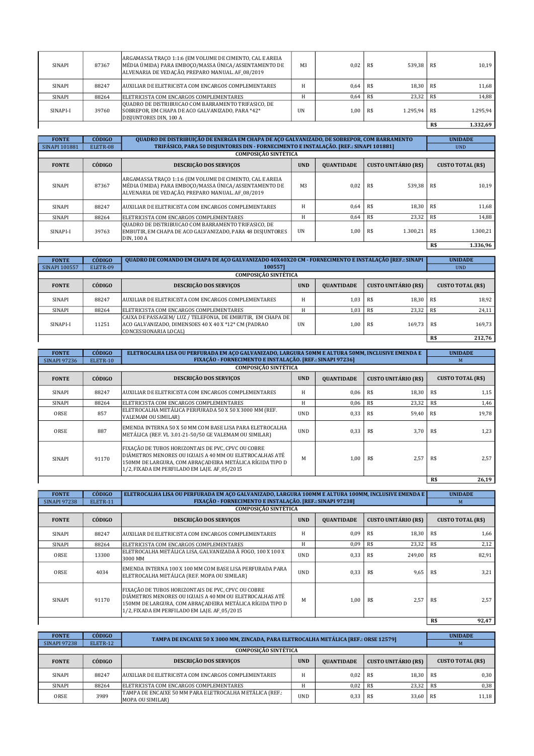| SINAPI | 87367 | ARGAMASSA TRAÇO 1:1:6 (EM VOLUME DE CIMENTO, CAL E AREIA MÉDIA ÚMIDA) PARA EMBOÇO/MASSA ÚNICA/ASSENTAMENTO DE ALVENARIA DE VEDAÇÃO, PREPARO MANUAL. AF_08/2019 | M3 | 0,02 | R$ 539,38 | R$ 10,19 |
|---|---|---|---|---|---|---|
| SINAPI | 88247 | AUXILIAR DE ELETRICISTA COM ENCARGOS COMPLEMENTARES | H | 0,64 | R$ 18,30 | R$ 11,68 |
| SINAPI | 88264 | ELETRICISTA COM ENCARGOS COMPLEMENTARES | H | 0,64 | R$ 23,32 | R$ 14,88 |
| SINAPI-I | 39760 | QUADRO DE DISTRIBUICAO COM BARRAMENTO TRIFASICO, DE SOBREPOR, EM CHAPA DE ACO GALVANIZADO, PARA *42* DISJUNTORES DIN, 100 A | UN | 1,00 | R$ 1.295,94 | R$ 1.295,94 |
| | | | | | | **R$ 1.332,69** |

| FONTE | CÓDIGO | QUADRO DE DISTRIBUIÇÃO DE ENERGIA EM CHAPA DE AÇO GALVANIZADO, DE SOBREPOR, COM BARRAMENTO TRIFÁSICO, PARA 50 DISJUNTORES DIN - FORNECIMENTO E INSTALAÇÃO. [REF.: SINAPI 101881] | | | | UNIDADE |
|---|---|---|---|---|---|---|
| SINAPI 101881 | ELETR-08 | | | | | UND |
| COMPOSIÇÃO SINTÉTICA | | | | | | |
| **FONTE** | **CÓDIGO** | **DESCRIÇÃO DOS SERVIÇOS** | **UND** | **QUANTIDADE** | **CUSTO UNITÁRIO (R$)** | **CUSTO TOTAL (R$)** |
| SINAPI | 87367 | ARGAMASSA TRAÇO 1:1:6 (EM VOLUME DE CIMENTO, CAL E AREIA MÉDIA ÚMIDA) PARA EMBOÇO/MASSA ÚNICA/ASSENTAMENTO DE ALVENARIA DE VEDAÇÃO, PREPARO MANUAL. AF_08/2019 | M3 | 0,02 | R$ 539,38 | R$ 10,19 |
| SINAPI | 88247 | AUXILIAR DE ELETRICISTA COM ENCARGOS COMPLEMENTARES | H | 0,64 | R$ 18,30 | R$ 11,68 |
| SINAPI | 88264 | ELETRICISTA COM ENCARGOS COMPLEMENTARES | H | 0,64 | R$ 23,32 | R$ 14,88 |
| SINAPI-I | 39763 | QUADRO DE DISTRIBUICAO COM BARRAMENTO TRIFASICO, DE EMBUTIR, EM CHAPA DE ACO GALVANIZADO, PARA 48 DISJUNTORES DIN, 100 A | UN | 1,00 | R$ 1.300,21 | R$ 1.300,21 |
| | | | | | | **R$ 1.336,96** |

| FONTE | CÓDIGO | QUADRO DE COMANDO EM CHAPA DE AÇO GALVANIZADO 40X40X20 CM - FORNECIMENTO E INSTALAÇÃO [REF.: SINAPI 100557] | | | | UNIDADE |
|---|---|---|---|---|---|---|
| SINAPI 100557 | ELETR-09 | | | | | UND |
| COMPOSIÇÃO SINTÉTICA | | | | | | |
| **FONTE** | **CÓDIGO** | **DESCRIÇÃO DOS SERVIÇOS** | **UND** | **QUANTIDADE** | **CUSTO UNITÁRIO (R$)** | **CUSTO TOTAL (R$)** |
| SINAPI | 88247 | AUXILIAR DE ELETRICISTA COM ENCARGOS COMPLEMENTARES | H | 1,03 | R$ 18,30 | R$ 18,92 |
| SINAPI | 88264 | ELETRICISTA COM ENCARGOS COMPLEMENTARES | H | 1,03 | R$ 23,32 | R$ 24,11 |
| SINAPI-I | 11251 | CAIXA DE PASSAGEM/ LUZ / TELEFONIA, DE EMBUTIR, EM CHAPA DE ACO GALVANIZADO, DIMENSOES 40 X 40 X *12* CM (PADRAO CONCESSIONARIA LOCAL) | UN | 1,00 | R$ 169,73 | R$ 169,73 |
| | | | | | | **R$ 212,76** |

| FONTE | CÓDIGO | ELETROCALHA LISA OU PERFURADA EM AÇO GALVANIZADO, LARGURA 50MM E ALTURA 50MM, INCLUSIVE EMENDA E FIXAÇÃO - FORNECIMENTO E INSTALAÇÃO. [REF.: SINAPI 97236] | | | | UNIDADE |
|---|---|---|---|---|---|---|
| SINAPI 97236 | ELETR-10 | | | | | M |
| COMPOSIÇÃO SINTÉTICA | | | | | | |
| **FONTE** | **CÓDIGO** | **DESCRIÇÃO DOS SERVIÇOS** | **UND** | **QUANTIDADE** | **CUSTO UNITÁRIO (R$)** | **CUSTO TOTAL (R$)** |
| SINAPI | 88247 | AUXILIAR DE ELETRICISTA COM ENCARGOS COMPLEMENTARES | H | 0,06 | R$ 18,30 | R$ 1,15 |
| SINAPI | 88264 | ELETRICISTA COM ENCARGOS COMPLEMENTARES | H | 0,06 | R$ 23,32 | R$ 1,46 |
| ORSE | 857 | ELETROCALHA METÁLICA PERFURADA 50 X 50 X 3000 MM (REF. VALEMAM OU SIMILAR) | UND | 0,33 | R$ 59,40 | R$ 19,78 |
| ORSE | 887 | EMENDA INTERNA 50 X 50 MM COM BASE LISA PARA ELETROCALHA METÁLICA (REF. VL 3.01-21-50/50 GE VALEMAM OU SIMILAR) | UND | 0,33 | R$ 3,70 | R$ 1,23 |
| SINAPI | 91170 | FIXAÇÃO DE TUBOS HORIZONTAIS DE PVC, CPVC OU COBRE DIÂMETROS MENORES OU IGUAIS A 40 MM OU ELETROCALHAS ATÉ 150MM DE LARGURA, COM ABRAÇADEIRA METÁLICA RÍGIDA TIPO D 1/2, FIXADA EM PERFILADO EM LAJE. AF_05/2015 | M | 1,00 | R$ 2,57 | R$ 2,57 |
| | | | | | | **R$ 26,19** |

| FONTE | CÓDIGO | ELETROCALHA LISA OU PERFURADA EM AÇO GALVANIZADO, LARGURA 100MM E ALTURA 100MM, INCLUSIVE EMENDA E FIXAÇÃO - FORNECIMENTO E INSTALAÇÃO. [REF.: SINAPI 97238] | | | | UNIDADE |
|---|---|---|---|---|---|---|
| SINAPI 97238 | ELETR-11 | | | | | M |
| COMPOSIÇÃO SINTÉTICA | | | | | | |
| **FONTE** | **CÓDIGO** | **DESCRIÇÃO DOS SERVIÇOS** | **UND** | **QUANTIDADE** | **CUSTO UNITÁRIO (R$)** | **CUSTO TOTAL (R$)** |
| SINAPI | 88247 | AUXILIAR DE ELETRICISTA COM ENCARGOS COMPLEMENTARES | H | 0,09 | R$ 18,30 | R$ 1,66 |
| SINAPI | 88264 | ELETRICISTA COM ENCARGOS COMPLEMENTARES | H | 0,09 | R$ 23,32 | R$ 2,12 |
| ORSE | 13300 | ELETROCALHA METÁLICA LISA, GALVANIZADA À FOGO, 100 X 100 X 3000 MM | UND | 0,33 | R$ 249,00 | R$ 82,91 |
| ORSE | 4034 | EMENDA INTERNA 100 X 100 MM COM BASE LISA PERFURADA PARA ELETROCALHA METÁLICA (REF. MOPA OU SIMILAR) | UND | 0,33 | R$ 9,65 | R$ 3,21 |
| SINAPI | 91170 | FIXAÇÃO DE TUBOS HORIZONTAIS DE PVC, CPVC OU COBRE DIÂMETROS MENORES OU IGUAIS A 40 MM OU ELETROCALHAS ATÉ 150MM DE LARGURA, COM ABRAÇADEIRA METÁLICA RÍGIDA TIPO D 1/2, FIXADA EM PERFILADO EM LAJE. AF_05/2015 | M | 1,00 | R$ 2,57 | R$ 2,57 |
| | | | | | | **R$ 92,47** |

| FONTE | CÓDIGO | TAMPA DE ENCAIXE 50 X 3000 MM, ZINCADA, PARA ELETROCALHA METÁLICA [REF.: ORSE 12579] | | | | UNIDADE |
|---|---|---|---|---|---|---|
| SINAPI 97238 | ELETR-12 | | | | | M |
| COMPOSIÇÃO SINTÉTICA | | | | | | |
| **FONTE** | **CÓDIGO** | **DESCRIÇÃO DOS SERVIÇOS** | **UND** | **QUANTIDADE** | **CUSTO UNITÁRIO (R$)** | **CUSTO TOTAL (R$)** |
| SINAPI | 88247 | AUXILIAR DE ELETRICISTA COM ENCARGOS COMPLEMENTARES | H | 0,02 | R$ 18,30 | R$ 0,30 |
| SINAPI | 88264 | ELETRICISTA COM ENCARGOS COMPLEMENTARES | H | 0,02 | R$ 23,32 | R$ 0,38 |
| ORSE | 3989 | TAMPA DE ENCAIXE 50 MM PARA ELETROCALHA METÁLICA (REF.: MOPA OU SIMILAR) | UND | 0,33 | R$ 33,60 | R$ 11,18 |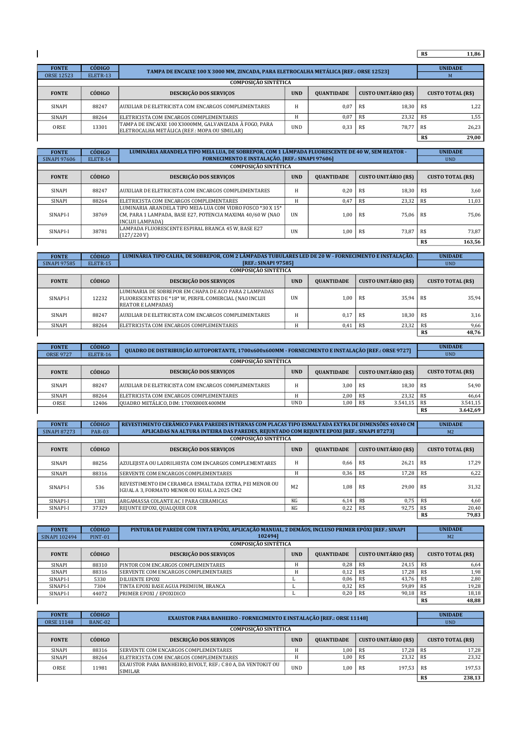| | |
|---|---|
| R$ | 11,86 |

| FONTE | CÓDIGO | TAMPA DE ENCAIXE 100 X 3000 MM, ZINCADA, PARA ELETROCALHA METÁLICA [REF.: ORSE 12523] | | | | UNIDADE |
|---|---|---|---|---|---|---|
| ORSE 12523 | ELETR-13 | | | | | M |
| COMPOSIÇÃO SINTÉTICA | | | | | | |
| FONTE | CÓDIGO | DESCRIÇÃO DOS SERVIÇOS | UND | QUANTIDADE | CUSTO UNITÁRIO (R$) | CUSTO TOTAL (R$) |
| SINAPI | 88247 | AUXILIAR DE ELETRICISTA COM ENCARGOS COMPLEMENTARES | H | 0,07 | R$ 18,30 | R$ 1,22 |
| SINAPI | 88264 | ELETRICISTA COM ENCARGOS COMPLEMENTARES | H | 0,07 | R$ 23,32 | R$ 1,55 |
| ORSE | 13301 | TAMPA DE ENCAIXE 100 X3000MM, GALVANIZADA À FOGO, PARA ELETROCALHA METÁLICA (REF.: MOPA OU SIMILAR) | UND | 0,33 | R$ 78,77 | R$ 26,23 |
| | | | | | | R$ 29,00 |

| FONTE | CÓDIGO | LUMINÁRIA ARANDELA TIPO MEIA LUA, DE SOBREPOR, COM 1 LÂMPADA FLUORESCENTE DE 40 W, SEM REATOR - FORNECIMENTO E INSTALAÇÃO. [REF.: SINAPI 97606] | | | | UNIDADE |
|---|---|---|---|---|---|---|
| SINAPI 97606 | ELETR-14 | | | | | UND |
| COMPOSIÇÃO SINTÉTICA | | | | | | |
| FONTE | CÓDIGO | DESCRIÇÃO DOS SERVIÇOS | UND | QUANTIDADE | CUSTO UNITÁRIO (R$) | CUSTO TOTAL (R$) |
| SINAPI | 88247 | AUXILIAR DE ELETRICISTA COM ENCARGOS COMPLEMENTARES | H | 0,20 | R$ 18,30 | R$ 3,60 |
| SINAPI | 88264 | ELETRICISTA COM ENCARGOS COMPLEMENTARES | H | 0,47 | R$ 23,32 | R$ 11,03 |
| SINAPI-I | 38769 | LUMINARIA ARANDELA TIPO MEIA-LUA COM VIDRO FOSCO *30 X 15* CM, PARA 1 LAMPADA, BASE E27, POTENCIA MAXIMA 40/60 W (NAO INCLUI LAMPADA) | UN | 1,00 | R$ 75,06 | R$ 75,06 |
| SINAPI-I | 38781 | LAMPADA FLUORESCENTE ESPIRAL BRANCA 45 W, BASE E27 (127/220 V) | UN | 1,00 | R$ 73,87 | R$ 73,87 |
| | | | | | | R$ 163,56 |

| FONTE | CÓDIGO | LUMINÁRIA TIPO CALHA, DE SOBREPOR, COM 2 LÂMPADAS TUBULARES LED DE 20 W - FORNECIMENTO E INSTALAÇÃO. [REF.: SINAPI 97585] | | | | UNIDADE |
|---|---|---|---|---|---|---|
| SINAPI 97585 | ELETR-15 | | | | | UND |
| COMPOSIÇÃO SINTÉTICA | | | | | | |
| FONTE | CÓDIGO | DESCRIÇÃO DOS SERVIÇOS | UND | QUANTIDADE | CUSTO UNITÁRIO (R$) | CUSTO TOTAL (R$) |
| SINAPI-I | 12232 | LUMINARIA DE SOBREPOR EM CHAPA DE ACO PARA 2 LAMPADAS FLUORESCENTES DE *18* W, PERFIL COMERCIAL (NAO INCLUI REATOR E LAMPADAS) | UN | 1,00 | R$ 35,94 | R$ 35,94 |
| SINAPI | 88247 | AUXILIAR DE ELETRICISTA COM ENCARGOS COMPLEMENTARES | H | 0,17 | R$ 18,30 | R$ 3,16 |
| SINAPI | 88264 | ELETRICISTA COM ENCARGOS COMPLEMENTARES | H | 0,41 | R$ 23,32 | R$ 9,66 |
| | | | | | | R$ 48,76 |

| FONTE | CÓDIGO | QUADRO DE DISTRIBUIÇÃO AUTOPORTANTE, 1700x600x600MM - FORNECIMENTO E INSTALAÇÃO [REF.: ORSE 9727] | | | | UNIDADE |
|---|---|---|---|---|---|---|
| ORSE 9727 | ELETR-16 | | | | | UND |
| COMPOSIÇÃO SINTÉTICA | | | | | | |
| FONTE | CÓDIGO | DESCRIÇÃO DOS SERVIÇOS | UND | QUANTIDADE | CUSTO UNITÁRIO (R$) | CUSTO TOTAL (R$) |
| SINAPI | 88247 | AUXILIAR DE ELETRICISTA COM ENCARGOS COMPLEMENTARES | H | 3,00 | R$ 18,30 | R$ 54,90 |
| SINAPI | 88264 | ELETRICISTA COM ENCARGOS COMPLEMENTARES | H | 2,00 | R$ 23,32 | R$ 46,64 |
| ORSE | 12406 | QUADRO METÁLICO, DIM: 1700X800X400MM | UND | 1,00 | R$ 3.541,15 | R$ 3.541,15 |
| | | | | | | R$ 3.642,69 |

| FONTE | CÓDIGO | REVESTIMENTO CERÂMICO PARA PAREDES INTERNAS COM PLACAS TIPO ESMALTADA EXTRA DE DIMENSÕES 40X40 CM APLICADAS NA ALTURA INTEIRA DAS PAREDES, REJUNTADO COM REJUNTE EPOXI [REF.: SINAPI 87273] | | | | UNIDADE |
|---|---|---|---|---|---|---|
| SINAPI 87273 | PAR-03 | | | | | M2 |
| COMPOSIÇÃO SINTÉTICA | | | | | | |
| FONTE | CÓDIGO | DESCRIÇÃO DOS SERVIÇOS | UND | QUANTIDADE | CUSTO UNITÁRIO (R$) | CUSTO TOTAL (R$) |
| SINAPI | 88256 | AZULEJISTA OU LADRILHISTA COM ENCARGOS COMPLEMENTARES | H | 0,66 | R$ 26,21 | R$ 17,29 |
| SINAPI | 88316 | SERVENTE COM ENCARGOS COMPLEMENTARES | H | 0,36 | R$ 17,28 | R$ 6,22 |
| SINAPI-I | 536 | REVESTIMENTO EM CERAMICA ESMALTADA EXTRA, PEI MENOR OU IGUAL A 3, FORMATO MENOR OU IGUAL A 2025 CM2 | M2 | 1,08 | R$ 29,00 | R$ 31,32 |
| SINAPI-I | 1381 | ARGAMASSA COLANTE AC I PARA CERAMICAS | KG | 6,14 | R$ 0,75 | R$ 4,60 |
| SINAPI-I | 37329 | REJUNTE EPOXI, QUALQUER COR | KG | 0,22 | R$ 92,75 | R$ 20,40 |
| | | | | | | R$ 79,83 |

| FONTE | CÓDIGO | PINTURA DE PAREDE COM TINTA EPÓXI, APLICAÇÃO MANUAL, 2 DEMÃOS, INCLUSO PRIMER EPÓXI [REF.: SINAPI 102494] | | | | UNIDADE |
|---|---|---|---|---|---|---|
| SINAPI 102494 | PINT-01 | | | | | M2 |
| COMPOSIÇÃO SINTÉTICA | | | | | | |
| FONTE | CÓDIGO | DESCRIÇÃO DOS SERVIÇOS | UND | QUANTIDADE | CUSTO UNITÁRIO (R$) | CUSTO TOTAL (R$) |
| SINAPI | 88310 | PINTOR COM ENCARGOS COMPLEMENTARES | H | 0,28 | R$ 24,15 | R$ 6,64 |
| SINAPI | 88316 | SERVENTE COM ENCARGOS COMPLEMENTARES | H | 0,12 | R$ 17,28 | R$ 1,98 |
| SINAPI-I | 5330 | DILUENTE EPOXI | L | 0,06 | R$ 43,76 | R$ 2,80 |
| SINAPI-I | 7304 | TINTA EPOXI BASE AGUA PREMIUM, BRANCA | L | 0,32 | R$ 59,89 | R$ 19,28 |
| SINAPI-I | 44072 | PRIMER EPOXI / EPOXIDICO | L | 0,20 | R$ 90,18 | R$ 18,18 |
| | | | | | | R$ 48,88 |

| FONTE | CÓDIGO | EXAUSTOR PARA BANHEIRO - FORNECIMENTO E INSTALAÇÃO [REF.: ORSE 11148] | | | | UNIDADE |
|---|---|---|---|---|---|---|
| ORSE 11148 | BANC-02 | | | | | UND |
| COMPOSIÇÃO SINTÉTICA | | | | | | |
| FONTE | CÓDIGO | DESCRIÇÃO DOS SERVIÇOS | UND | QUANTIDADE | CUSTO UNITÁRIO (R$) | CUSTO TOTAL (R$) |
| SINAPI | 88316 | SERVENTE COM ENCARGOS COMPLEMENTARES | H | 1,00 | R$ 17,28 | R$ 17,28 |
| SINAPI | 88264 | ELETRICISTA COM ENCARGOS COMPLEMENTARES | H | 1,00 | R$ 23,32 | R$ 23,32 |
| ORSE | 11981 | EXAUSTOR PARA BANHEIRO, BIVOLT, REF.: C 80 A, DA VENTOKIT OU SIMILAR | UND | 1,00 | R$ 197,53 | R$ 197,53 |
| | | | | | | R$ 238,13 |